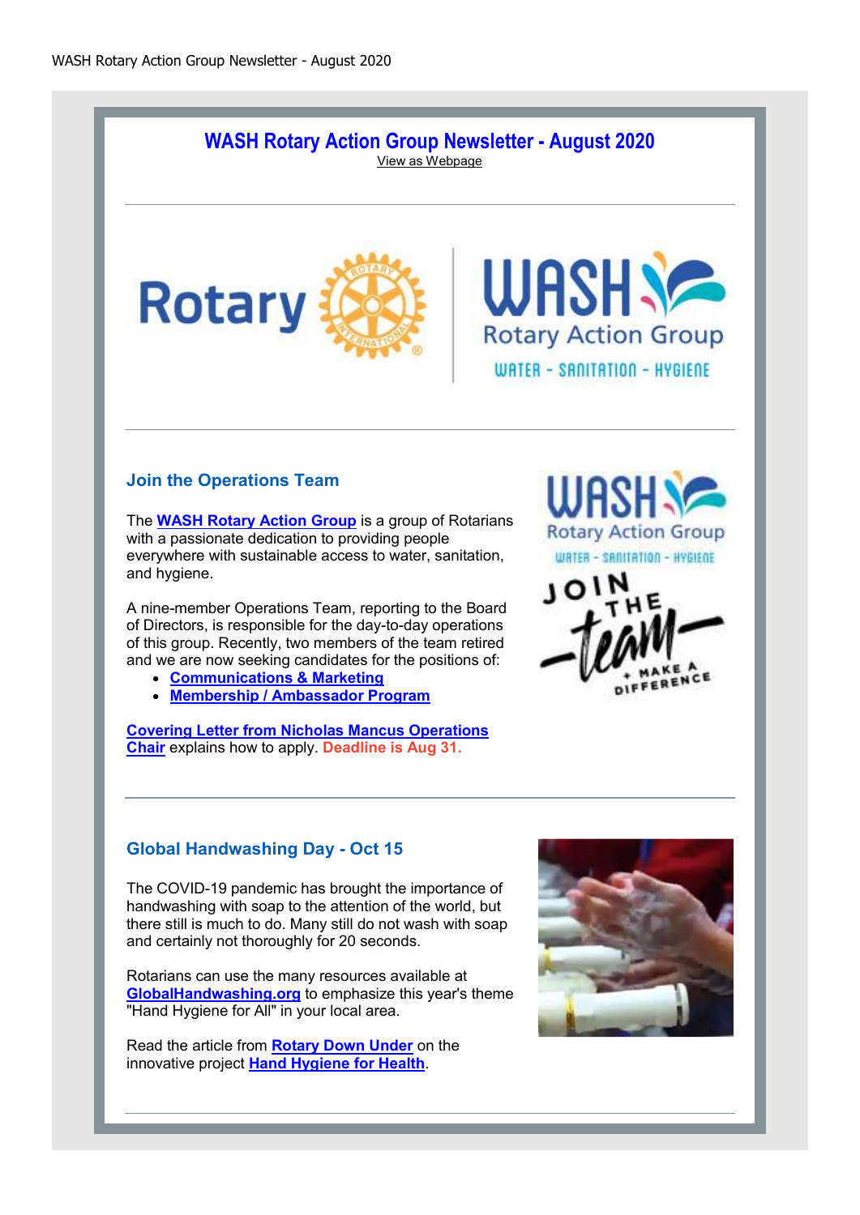# WASH Rotary Action Group Newsletter - August 2020

View as Webpage

---

## Join the Operations Team

The **WASH Rotary Action Group** is a group of Rotarians with a passionate dedication to providing people everywhere with sustainable access to water, sanitation, and hygiene.

A nine-member Operations Team, reporting to the Board of Directors, is responsible for the day-to-day operations of this group. Recently, two members of the team retired and we are now seeking candidates for the positions of:

- **Communications & Marketing**
- **Membership / Ambassador Program**

**Covering Letter from Nicholas Mancus Operations Chair** explains how to apply. **Deadline is Aug 31.**

---

## Global Handwashing Day - Oct 15

The COVID-19 pandemic has brought the importance of handwashing with soap to the attention of the world, but there still is much to do. Many still do not wash with soap and certainly not thoroughly for 20 seconds.

Rotarians can use the many resources available at **GlobalHandwashing.org** to emphasize this year's theme "Hand Hygiene for All" in your local area.

Read the article from **Rotary Down Under** on the innovative project **Hand Hygiene for Health**.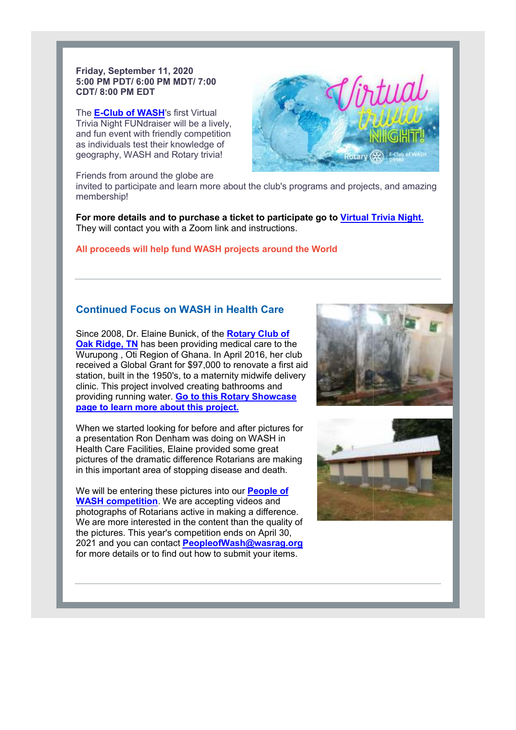**Friday, September 11, 2020**
**5:00 PM PDT/ 6:00 PM MDT/ 7:00 CDT/ 8:00 PM EDT**

The **E-Club of WASH**'s first Virtual Trivia Night FUNdraiser will be a lively, and fun event with friendly competition as individuals test their knowledge of geography, WASH and Rotary trivia!

Friends from around the globe are invited to participate and learn more about the club's programs and projects, and amazing membership!

**For more details and to purchase a ticket to participate go to Virtual Trivia Night.** They will contact you with a Zoom link and instructions.

**All proceeds will help fund WASH projects around the World**

---

## Continued Focus on WASH in Health Care

Since 2008, Dr. Elaine Bunick, of the **Rotary Club of Oak Ridge, TN** has been providing medical care to the Wurupong , Oti Region of Ghana. In April 2016, her club received a Global Grant for $97,000 to renovate a first aid station, built in the 1950's, to a maternity midwife delivery clinic. This project involved creating bathrooms and providing running water. **Go to this Rotary Showcase page to learn more about this project.**

When we started looking for before and after pictures for a presentation Ron Denham was doing on WASH in Health Care Facilities, Elaine provided some great pictures of the dramatic difference Rotarians are making in this important area of stopping disease and death.

We will be entering these pictures into our **People of WASH competition**. We are accepting videos and photographs of Rotarians active in making a difference. We are more interested in the content than the quality of the pictures. This year's competition ends on April 30, 2021 and you can contact **PeopleofWash@wasrag.org** for more details or to find out how to submit your items.

---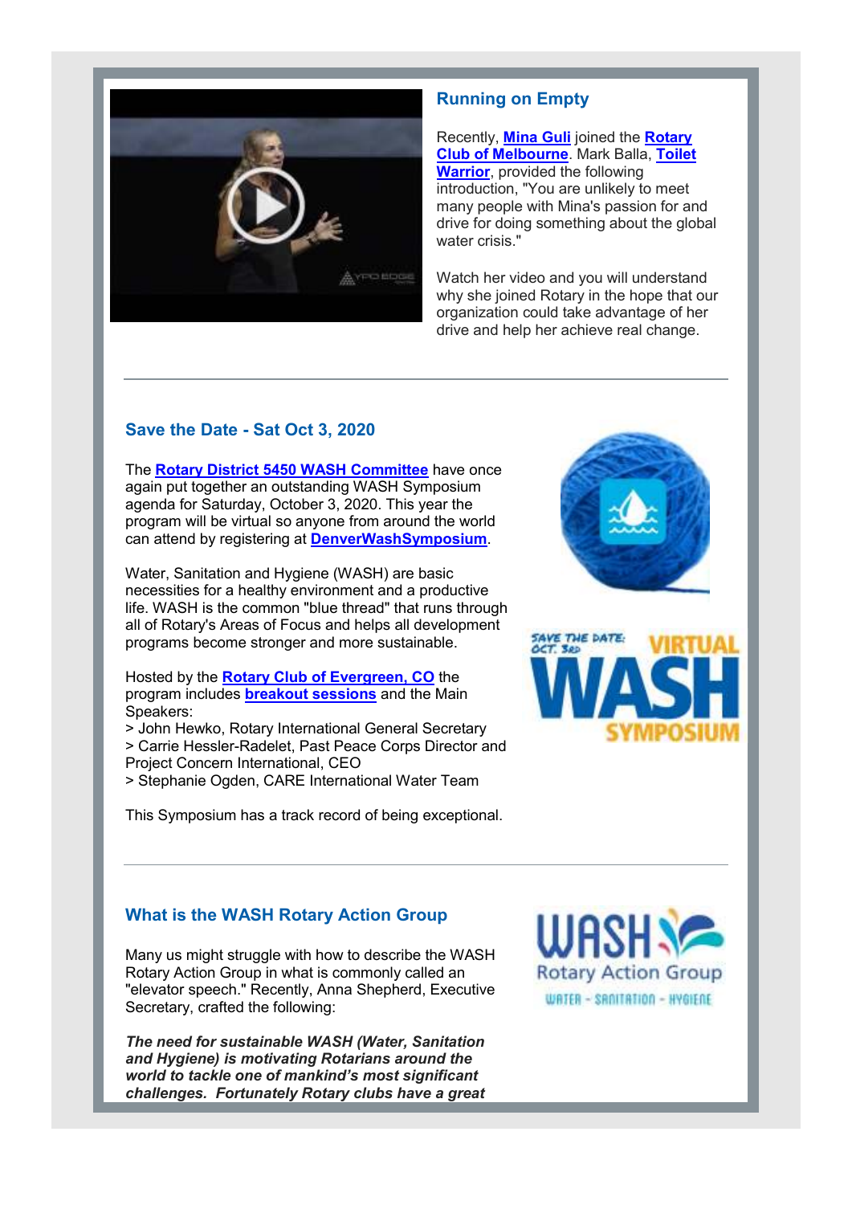## Running on Empty

Recently, **Mina Guli** joined the **Rotary Club of Melbourne**. Mark Balla, **Toilet Warrior**, provided the following introduction, "You are unlikely to meet many people with Mina's passion for and drive for doing something about the global water crisis."

Watch her video and you will understand why she joined Rotary in the hope that our organization could take advantage of her drive and help her achieve real change.

---

## Save the Date - Sat Oct 3, 2020

The **Rotary District 5450 WASH Committee** have once again put together an outstanding WASH Symposium agenda for Saturday, October 3, 2020. This year the program will be virtual so anyone from around the world can attend by registering at **DenverWashSymposium**.

Water, Sanitation and Hygiene (WASH) are basic necessities for a healthy environment and a productive life. WASH is the common "blue thread" that runs through all of Rotary's Areas of Focus and helps all development programs become stronger and more sustainable.

Hosted by the **Rotary Club of Evergreen, CO** the program includes **breakout sessions** and the Main Speakers:
> John Hewko, Rotary International General Secretary
> Carrie Hessler-Radelet, Past Peace Corps Director and Project Concern International, CEO
> Stephanie Ogden, CARE International Water Team

This Symposium has a track record of being exceptional.

---

## What is the WASH Rotary Action Group

Many us might struggle with how to describe the WASH Rotary Action Group in what is commonly called an "elevator speech." Recently, Anna Shepherd, Executive Secretary, crafted the following:

***The need for sustainable WASH (Water, Sanitation and Hygiene) is motivating Rotarians around the world to tackle one of mankind's most significant challenges. Fortunately Rotary clubs have a great***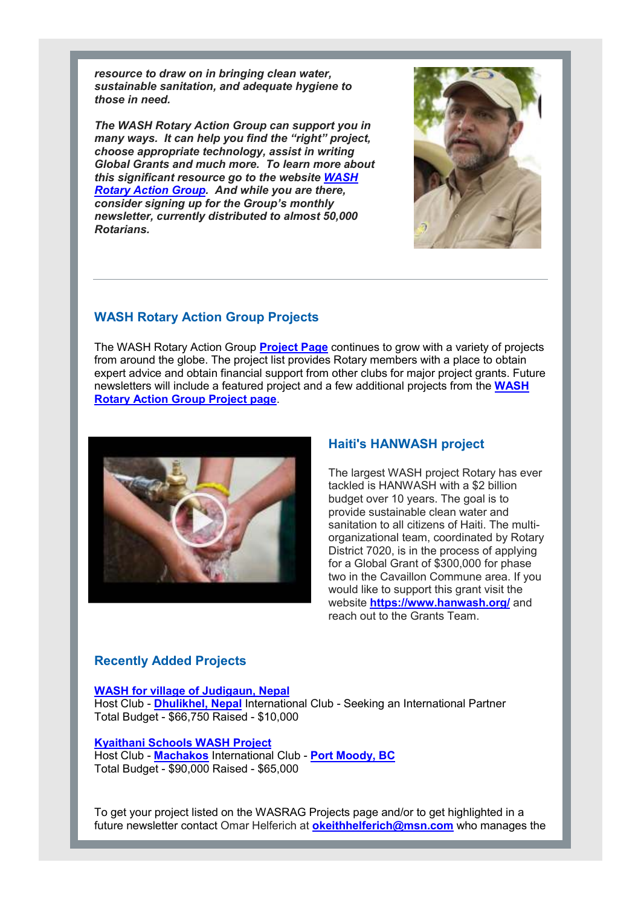***resource to draw on in bringing clean water, sustainable sanitation, and adequate hygiene to those in need.***

***The WASH Rotary Action Group can support you in many ways. It can help you find the "right" project, choose appropriate technology, assist in writing Global Grants and much more. To learn more about this significant resource go to the website WASH Rotary Action Group. And while you are there, consider signing up for the Group's monthly newsletter, currently distributed to almost 50,000 Rotarians.***

---

## WASH Rotary Action Group Projects

The WASH Rotary Action Group **Project Page** continues to grow with a variety of projects from around the globe. The project list provides Rotary members with a place to obtain expert advice and obtain financial support from other clubs for major project grants. Future newsletters will include a featured project and a few additional projects from the **WASH Rotary Action Group Project page**.

### Haiti's HANWASH project

The largest WASH project Rotary has ever tackled is HANWASH with a $2 billion budget over 10 years. The goal is to provide sustainable clean water and sanitation to all citizens of Haiti. The multi-organizational team, coordinated by Rotary District 7020, is in the process of applying for a Global Grant of $300,000 for phase two in the Cavaillon Commune area. If you would like to support this grant visit the website **https://www.hanwash.org/** and reach out to the Grants Team.

## Recently Added Projects

**WASH for village of Judigaun, Nepal**
Host Club - **Dhulikhel, Nepal** International Club - Seeking an International Partner
Total Budget - $66,750 Raised - $10,000

**Kyaithani Schools WASH Project**
Host Club - **Machakos** International Club - **Port Moody, BC**
Total Budget - $90,000 Raised - $65,000

To get your project listed on the WASRAG Projects page and/or to get highlighted in a future newsletter contact Omar Helferich at **okeithhelferich@msn.com** who manages the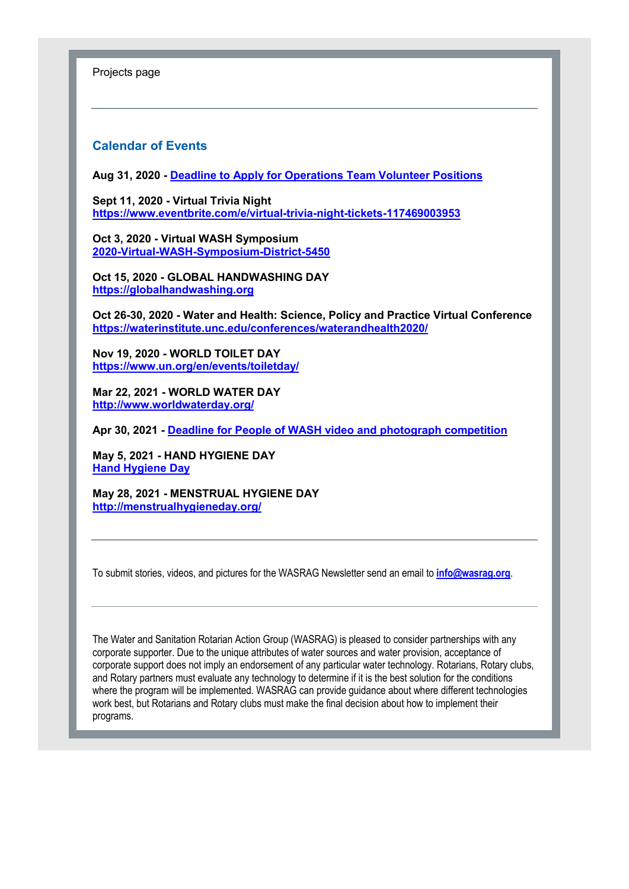Projects page

---

## Calendar of Events

**Aug 31, 2020 - Deadline to Apply for Operations Team Volunteer Positions**

**Sept 11, 2020 - Virtual Trivia Night**
**https://www.eventbrite.com/e/virtual-trivia-night-tickets-117469003953**

**Oct 3, 2020 - Virtual WASH Symposium**
**2020-Virtual-WASH-Symposium-District-5450**

**Oct 15, 2020 - GLOBAL HANDWASHING DAY**
**https://globalhandwashing.org**

**Oct 26-30, 2020 - Water and Health: Science, Policy and Practice Virtual Conference**
**https://waterinstitute.unc.edu/conferences/waterandhealth2020/**

**Nov 19, 2020 - WORLD TOILET DAY**
**https://www.un.org/en/events/toiletday/**

**Mar 22, 2021 - WORLD WATER DAY**
**http://www.worldwaterday.org/**

**Apr 30, 2021 - Deadline for People of WASH video and photograph competition**

**May 5, 2021 - HAND HYGIENE DAY**
**Hand Hygiene Day**

**May 28, 2021 - MENSTRUAL HYGIENE DAY**
**http://menstrualhygieneday.org/**

---

To submit stories, videos, and pictures for the WASRAG Newsletter send an email to **info@wasrag.org**.

---

The Water and Sanitation Rotarian Action Group (WASRAG) is pleased to consider partnerships with any corporate supporter. Due to the unique attributes of water sources and water provision, acceptance of corporate support does not imply an endorsement of any particular water technology. Rotarians, Rotary clubs, and Rotary partners must evaluate any technology to determine if it is the best solution for the conditions where the program will be implemented. WASRAG can provide guidance about where different technologies work best, but Rotarians and Rotary clubs must make the final decision about how to implement their programs.